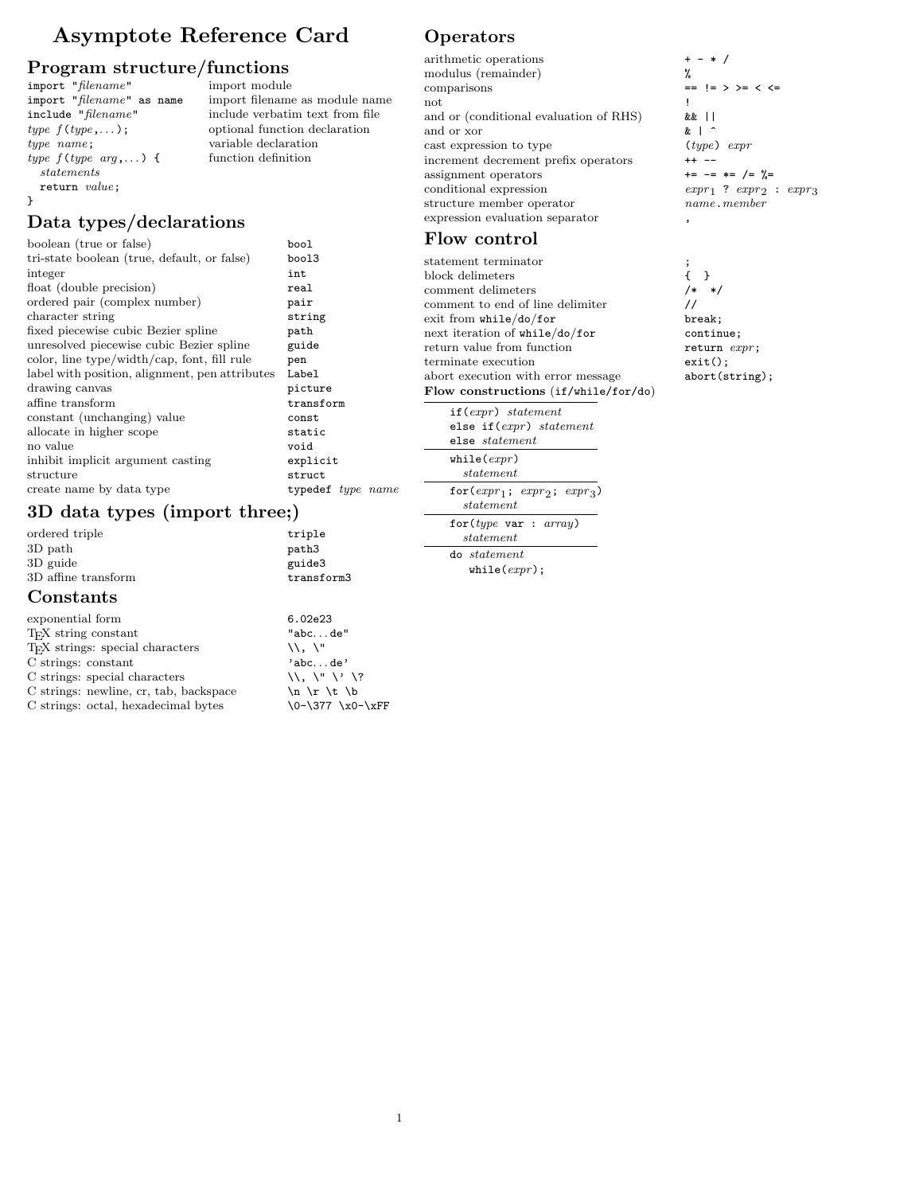# Asymptote Reference Card

## Program structure/functions

| | |
|---|---|
| `import "`*filename*`"` | import module |
| `import "`*filename*`" as name` | import filename as module name |
| `include "`*filename*`"` | include verbatim text from file |
| *type* *f*`(`*type*`,...);` | optional function declaration |
| *type* *name*`;` | variable declaration |
| *type* *f*`(`*type* *arg*`,...) {` | function definition |

```
type f(type arg,...) {
  statements
  return value;
}
```

## Data types/declarations

| | |
|---|---|
| boolean (true or false) | `bool` |
| tri-state boolean (true, default, or false) | `bool3` |
| integer | `int` |
| float (double precision) | `real` |
| ordered pair (complex number) | `pair` |
| character string | `string` |
| fixed piecewise cubic Bezier spline | `path` |
| unresolved piecewise cubic Bezier spline | `guide` |
| color, line type/width/cap, font, fill rule | `pen` |
| label with position, alignment, pen attributes | `Label` |
| drawing canvas | `picture` |
| affine transform | `transform` |
| constant (unchanging) value | `const` |
| allocate in higher scope | `static` |
| no value | `void` |
| inhibit implicit argument casting | `explicit` |
| structure | `struct` |
| create name by data type | `typedef` *type* *name* |

## 3D data types (import three;)

| | |
|---|---|
| ordered triple | `triple` |
| 3D path | `path3` |
| 3D guide | `guide3` |
| 3D affine transform | `transform3` |

## Constants

| | |
|---|---|
| exponential form | `6.02e23` |
| TEX string constant | `"abc...de"` |
| TEX strings: special characters | `\\, \"` |
| C strings: constant | `'abc...de'` |
| C strings: special characters | `\\, \" \' \?` |
| C strings: newline, cr, tab, backspace | `\n \r \t \b` |
| C strings: octal, hexadecimal bytes | `\0-\377 \x0-\xFF` |

## Operators

| | |
|---|---|
| arithmetic operations | `+ - * /` |
| modulus (remainder) | `%` |
| comparisons | `== != > >= < <=` |
| not | `!` |
| and or (conditional evaluation of RHS) | `&& \|\|` |
| and or xor | `& \| ^` |
| cast expression to type | `(`*type*`)` *expr* |
| increment decrement prefix operators | `++ --` |
| assignment operators | `+= -= *= /= %=` |
| conditional expression | $expr_1$ `?` $expr_2$ `:` $expr_3$ |
| structure member operator | *name*`.`*member* |
| expression evaluation separator | `,` |

## Flow control

| | |
|---|---|
| statement terminator | `;` |
| block delimeters | `{ }` |
| comment delimeters | `/* */` |
| comment to end of line delimiter | `//` |
| exit from `while`/`do`/`for` | `break;` |
| next iteration of `while`/`do`/`for` | `continue;` |
| return value from function | `return` *expr*`;` |
| terminate execution | `exit();` |
| abort execution with error message | `abort(string);` |

**Flow constructions** (`if`/`while`/`for`/`do`)

```
if(expr) statement
else if(expr) statement
else statement
```

```
while(expr)
  statement
```

```
for(expr1; expr2; expr3)
  statement
```

```
for(type var : array)
  statement
```

```
do statement
  while(expr);
```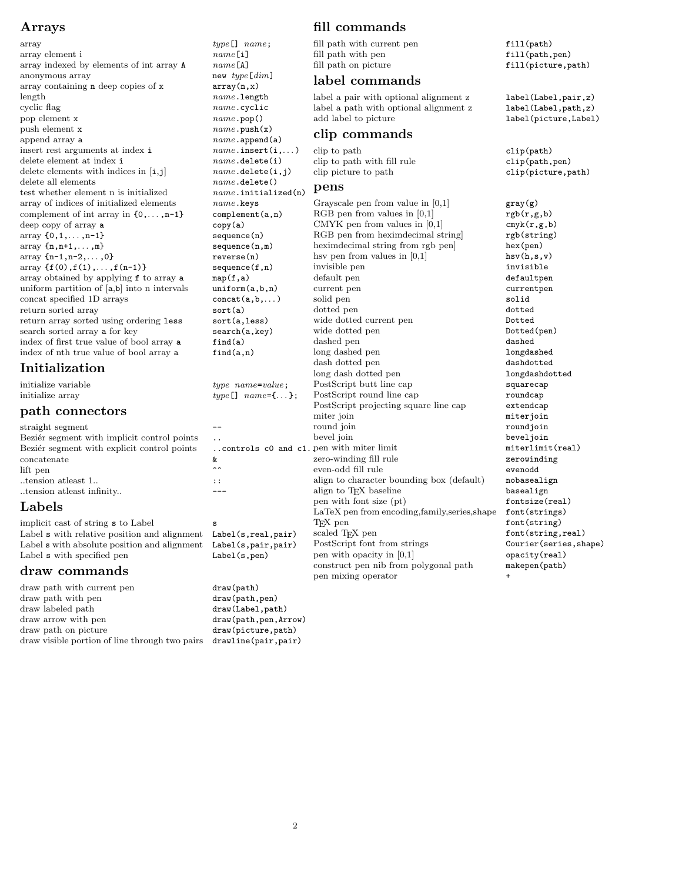## Arrays

| | |
|---|---|
| array | *type*`[]` *name*`;` |
| array element i | *name*`[i]` |
| array indexed by elements of int array `A` | *name*`[A]` |
| anonymous array | `new` *type*`[`*dim*`]` |
| array containing `n` deep copies of `x` | `array(n,x)` |
| length | *name*`.length` |
| cyclic flag | *name*`.cyclic` |
| pop element `x` | *name*`.pop()` |
| push element `x` | *name*`.push(x)` |
| append array `a` | *name*`.append(a)` |
| insert rest arguments at index `i` | *name*`.insert(i,...)` |
| delete element at index `i` | *name*`.delete(i)` |
| delete elements with indices in [`i`,`j`] | *name*`.delete(i,j)` |
| delete all elements | *name*`.delete()` |
| test whether element n is initialized | *name*`.initialized(n)` |
| array of indices of initialized elements | *name*`.keys` |
| complement of int array in `{0,...,n-1}` | `complement(a,n)` |
| deep copy of array `a` | `copy(a)` |
| array `{0,1,...,n-1}` | `sequence(n)` |
| array `{n,n+1,...,m}` | `sequence(n,m)` |
| array `{n-1,n-2,...,0}` | `reverse(n)` |
| array `{f(0),f(1),...,f(n-1)}` | `sequence(f,n)` |
| array obtained by applying `f` to array `a` | `map(f,a)` |
| uniform partition of [`a`,`b`] into n intervals | `uniform(a,b,n)` |
| concat specified 1D arrays | `concat(a,b,...)` |
| return sorted array | `sort(a)` |
| return array sorted using ordering `less` | `sort(a,less)` |
| search sorted array `a` for key | `search(a,key)` |
| index of first true value of bool array `a` | `find(a)` |
| index of nth true value of bool array `a` | `find(a,n)` |

## Initialization

| | |
|---|---|
| initialize variable | *type* *name*`=`*value*`;` |
| initialize array | *type*`[]` *name*`={...};` |

## path connectors

| | |
|---|---|
| straight segment | `--` |
| Beziér segment with implicit control points | `..` |
| Beziér segment with explicit control points | `..controls c0 and c1..` |
| concatenate | `&` |
| lift pen | `^^` |
| ..tension atleast 1.. | `::` |
| ..tension atleast infinity.. | `---` |

## Labels

| | |
|---|---|
| implicit cast of string `s` to Label | `s` |
| Label `s` with relative position and alignment | `Label(s,real,pair)` |
| Label `s` with absolute position and alignment | `Label(s,pair,pair)` |
| Label `s` with specified pen | `Label(s,pen)` |

## draw commands

| | |
|---|---|
| draw path with current pen | `draw(path)` |
| draw path with pen | `draw(path,pen)` |
| draw labeled path | `draw(Label,path)` |
| draw arrow with pen | `draw(path,pen,Arrow)` |
| draw path on picture | `draw(picture,path)` |
| draw visible portion of line through two pairs | `drawline(pair,pair)` |

## fill commands

| | |
|---|---|
| fill path with current pen | `fill(path)` |
| fill path with pen | `fill(path,pen)` |
| fill path on picture | `fill(picture,path)` |

## label commands

| | |
|---|---|
| label a pair with optional alignment z | `label(Label,pair,z)` |
| label a path with optional alignment z | `label(Label,path,z)` |
| add label to picture | `label(picture,Label)` |

## clip commands

| | |
|---|---|
| clip to path | `clip(path)` |
| clip to path with fill rule | `clip(path,pen)` |
| clip picture to path | `clip(picture,path)` |

## pens

| | |
|---|---|
| Grayscale pen from value in [0,1] | `gray(g)` |
| RGB pen from values in [0,1] | `rgb(r,g,b)` |
| CMYK pen from values in [0,1] | `cmyk(r,g,b)` |
| RGB pen from heximdecimal string] | `rgb(string)` |
| heximdecimal string from rgb pen] | `hex(pen)` |
| hsv pen from values in [0,1] | `hsv(h,s,v)` |
| invisible pen | `invisible` |
| default pen | `defaultpen` |
| current pen | `currentpen` |
| solid pen | `solid` |
| dotted pen | `dotted` |
| wide dotted current pen | `Dotted` |
| wide dotted pen | `Dotted(pen)` |
| dashed pen | `dashed` |
| long dashed pen | `longdashed` |
| dash dotted pen | `dashdotted` |
| long dash dotted pen | `longdashdotted` |
| PostScript butt line cap | `squarecap` |
| PostScript round line cap | `roundcap` |
| PostScript projecting square line cap | `extendcap` |
| miter join | `miterjoin` |
| round join | `roundjoin` |
| bevel join | `beveljoin` |
| pen with miter limit | `miterlimit(real)` |
| zero-winding fill rule | `zerowinding` |
| even-odd fill rule | `evenodd` |
| align to character bounding box (default) | `nobasealign` |
| align to TEX baseline | `basealign` |
| pen with font size (pt) | `fontsize(real)` |
| LaTeX pen from encoding,family,series,shape | `font(strings)` |
| TEX pen | `font(string)` |
| scaled TEX pen | `font(string,real)` |
| PostScript font from strings | `Courier(series,shape)` |
| pen with opacity in [0,1] | `opacity(real)` |
| construct pen nib from polygonal path | `makepen(path)` |
| pen mixing operator | `+` |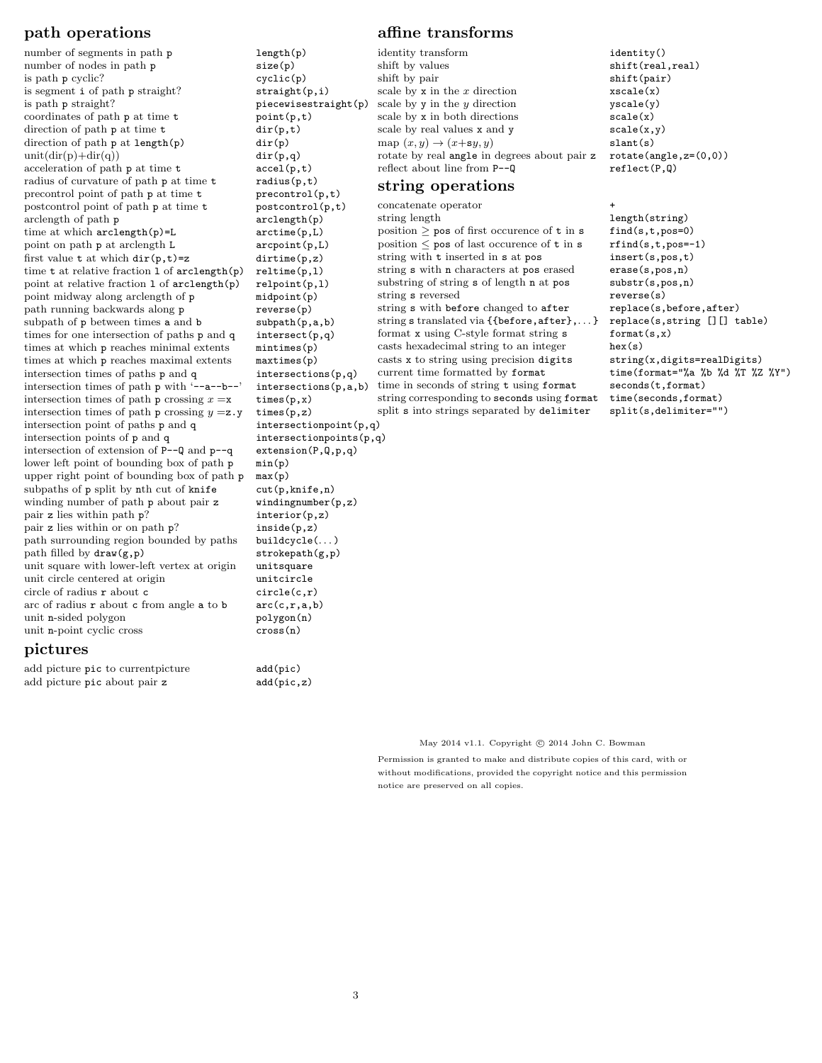## path operations

| | |
|---|---|
| number of segments in path `p` | `length(p)` |
| number of nodes in path `p` | `size(p)` |
| is path `p` cyclic? | `cyclic(p)` |
| is segment `i` of path `p` straight? | `straight(p,i)` |
| is path `p` straight? | `piecewisestraight(p)` |
| coordinates of path `p` at time `t` | `point(p,t)` |
| direction of path `p` at time `t` | `dir(p,t)` |
| direction of path `p` at `length(p)` | `dir(p)` |
| unit(dir(p)+dir(q)) | `dir(p,q)` |
| acceleration of path `p` at time `t` | `accel(p,t)` |
| radius of curvature of path `p` at time `t` | `radius(p,t)` |
| precontrol point of path `p` at time `t` | `precontrol(p,t)` |
| postcontrol point of path `p` at time `t` | `postcontrol(p,t)` |
| arclength of path `p` | `arclength(p)` |
| time at which `arclength(p)=L` | `arctime(p,L)` |
| point on path `p` at arclength `L` | `arcpoint(p,L)` |
| first value `t` at which `dir(p,t)=z` | `dirtime(p,z)` |
| time `t` at relative fraction `l` of `arclength(p)` | `reltime(p,l)` |
| point at relative fraction `l` of `arclength(p)` | `relpoint(p,l)` |
| point midway along arclength of `p` | `midpoint(p)` |
| path running backwards along `p` | `reverse(p)` |
| subpath of `p` between times `a` and `b` | `subpath(p,a,b)` |
| times for one intersection of paths `p` and `q` | `intersect(p,q)` |
| times at which `p` reaches minimal extents | `mintimes(p)` |
| times at which `p` reaches maximal extents | `maxtimes(p)` |
| intersection times of paths `p` and `q` | `intersections(p,q)` |
| intersection times of path `p` with '`--a--b--`' | `intersections(p,a,b)` |
| intersection times of path `p` crossing $x$ =`x` | `times(p,x)` |
| intersection times of path `p` crossing $y$ =`z.y` | `times(p,z)` |
| intersection point of paths `p` and `q` | `intersectionpoint(p,q)` |
| intersection points of `p` and `q` | `intersectionpoints(p,q)` |
| intersection of extension of `P--Q` and `p--q` | `extension(P,Q,p,q)` |
| lower left point of bounding box of path `p` | `min(p)` |
| upper right point of bounding box of path `p` | `max(p)` |
| subpaths of `p` split by `n`th cut of `knife` | `cut(p,knife,n)` |
| winding number of path `p` about pair `z` | `windingnumber(p,z)` |
| pair `z` lies within path `p`? | `interior(p,z)` |
| pair `z` lies within or on path `p`? | `inside(p,z)` |
| path surrounding region bounded by paths | `buildcycle(...)` |
| path filled by `draw(g,p)` | `strokepath(g,p)` |
| unit square with lower-left vertex at origin | `unitsquare` |
| unit circle centered at origin | `unitcircle` |
| circle of radius `r` about `c` | `circle(c,r)` |
| arc of radius `r` about `c` from angle `a` to `b` | `arc(c,r,a,b)` |
| unit `n`-sided polygon | `polygon(n)` |
| unit `n`-point cyclic cross | `cross(n)` |

## pictures

| | |
|---|---|
| add picture `pic` to currentpicture | `add(pic)` |
| add picture `pic` about pair `z` | `add(pic,z)` |

## affine transforms

| | |
|---|---|
| identity transform | `identity()` |
| shift by values | `shift(real,real)` |
| shift by pair | `shift(pair)` |
| scale by `x` in the $x$ direction | `xscale(x)` |
| scale by `y` in the $y$ direction | `yscale(y)` |
| scale by `x` in both directions | `scale(x)` |
| scale by real values `x` and `y` | `scale(x,y)` |
| map $(x, y) \to (x+\mathtt{s}y, y)$ | `slant(s)` |
| rotate by real `angle` in degrees about pair `z` | `rotate(angle,z=(0,0))` |
| reflect about line from `P--Q` | `reflect(P,Q)` |

## string operations

| | |
|---|---|
| concatenate operator | `+` |
| string length | `length(string)` |
| position $\geq$ `pos` of first occurence of `t` in `s` | `find(s,t,pos=0)` |
| position $\leq$ `pos` of last occurence of `t` in `s` | `rfind(s,t,pos=-1)` |
| string with `t` inserted in `s` at `pos` | `insert(s,pos,t)` |
| string `s` with `n` characters at `pos` erased | `erase(s,pos,n)` |
| substring of string `s` of length `n` at `pos` | `substr(s,pos,n)` |
| string `s` reversed | `reverse(s)` |
| string `s` with `before` changed to `after` | `replace(s,before,after)` |
| string `s` translated via `{{before,after},...}` | `replace(s,string [][] table)` |
| format `x` using C-style format string `s` | `format(s,x)` |
| casts hexadecimal string to an integer | `hex(s)` |
| casts `x` to string using precision `digits` | `string(x,digits=realDigits)` |
| current time formatted by `format` | `time(format="%a %b %d %T %Z %Y")` |
| time in seconds of string `t` using `format` | `seconds(t,format)` |
| string corresponding to `seconds` using `format` | `time(seconds,format)` |
| split `s` into strings separated by `delimiter` | `split(s,delimiter="")` |

May 2014 v1.1. Copyright © 2014 John C. Bowman

Permission is granted to make and distribute copies of this card, with or without modifications, provided the copyright notice and this permission notice are preserved on all copies.